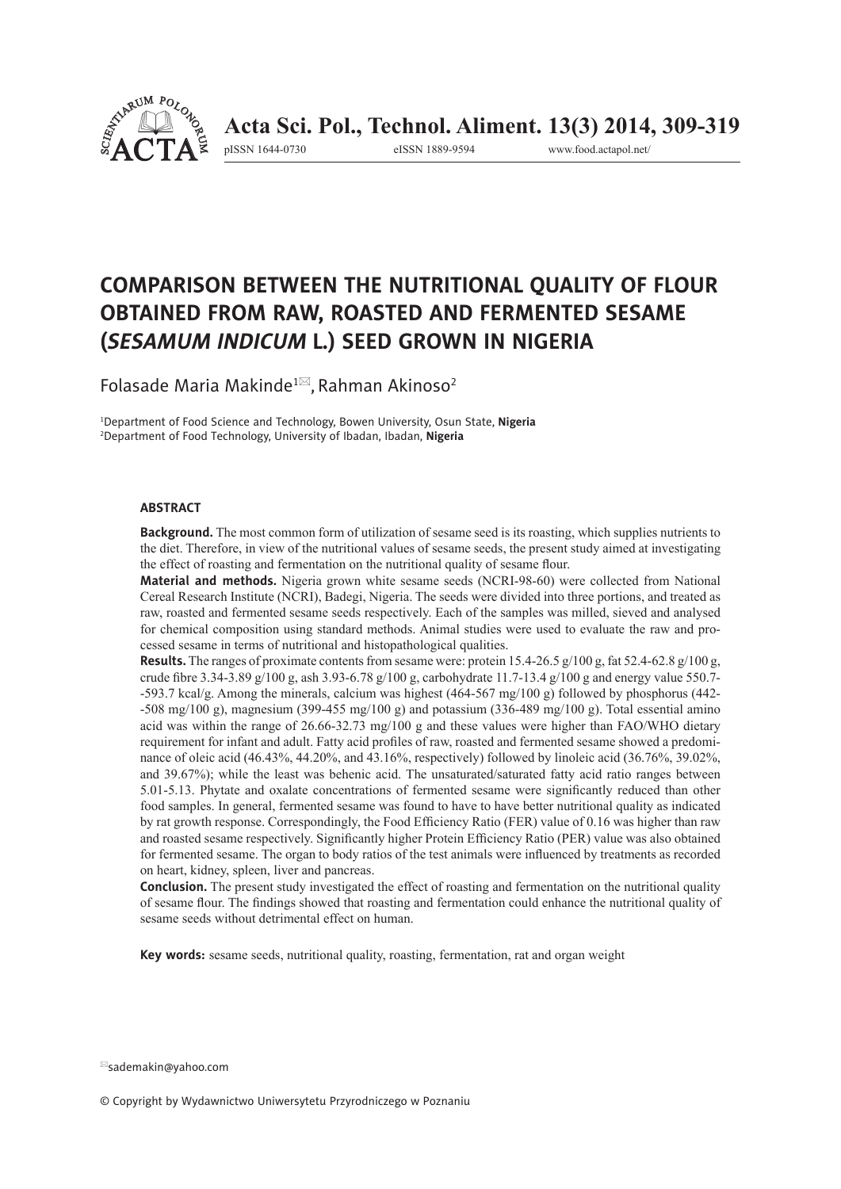# COMPARISON BETWEEN THE NUTRITIONAL QUALITY OF FLOUR OBTAINED FROM RAW, ROASTED AND FERMENTED SESAME (*SESAMUM INDICUM* L.) SEED GROWN IN NIGERIA

Folasade Maria Makinde[1]✉, Rahman Akinoso[2]

[1]Department of Food Science and Technology, Bowen University, Osun State, **Nigeria**
[2]Department of Food Technology, University of Ibadan, Ibadan, **Nigeria**

### ABSTRACT

**Background.** The most common form of utilization of sesame seed is its roasting, which supplies nutrients to the diet. Therefore, in view of the nutritional values of sesame seeds, the present study aimed at investigating the effect of roasting and fermentation on the nutritional quality of sesame flour.

**Material and methods.** Nigeria grown white sesame seeds (NCRI-98-60) were collected from National Cereal Research Institute (NCRI), Badegi, Nigeria. The seeds were divided into three portions, and treated as raw, roasted and fermented sesame seeds respectively. Each of the samples was milled, sieved and analysed for chemical composition using standard methods. Animal studies were used to evaluate the raw and processed sesame in terms of nutritional and histopathological qualities.

**Results.** The ranges of proximate contents from sesame were: protein 15.4-26.5 g/100 g, fat 52.4-62.8 g/100 g, crude fibre 3.34-3.89 g/100 g, ash 3.93-6.78 g/100 g, carbohydrate 11.7-13.4 g/100 g and energy value 550.7--593.7 kcal/g. Among the minerals, calcium was highest (464-567 mg/100 g) followed by phosphorus (442--508 mg/100 g), magnesium (399-455 mg/100 g) and potassium (336-489 mg/100 g). Total essential amino acid was within the range of 26.66-32.73 mg/100 g and these values were higher than FAO/WHO dietary requirement for infant and adult. Fatty acid profiles of raw, roasted and fermented sesame showed a predominance of oleic acid (46.43%, 44.20%, and 43.16%, respectively) followed by linoleic acid (36.76%, 39.02%, and 39.67%); while the least was behenic acid. The unsaturated/saturated fatty acid ratio ranges between 5.01-5.13. Phytate and oxalate concentrations of fermented sesame were significantly reduced than other food samples. In general, fermented sesame was found to have to have better nutritional quality as indicated by rat growth response. Correspondingly, the Food Efficiency Ratio (FER) value of 0.16 was higher than raw and roasted sesame respectively. Significantly higher Protein Efficiency Ratio (PER) value was also obtained for fermented sesame. The organ to body ratios of the test animals were influenced by treatments as recorded on heart, kidney, spleen, liver and pancreas.

**Conclusion.** The present study investigated the effect of roasting and fermentation on the nutritional quality of sesame flour. The findings showed that roasting and fermentation could enhance the nutritional quality of sesame seeds without detrimental effect on human.

**Key words:** sesame seeds, nutritional quality, roasting, fermentation, rat and organ weight

✉sademakin@yahoo.com

© Copyright by Wydawnictwo Uniwersytetu Przyrodniczego w Poznaniu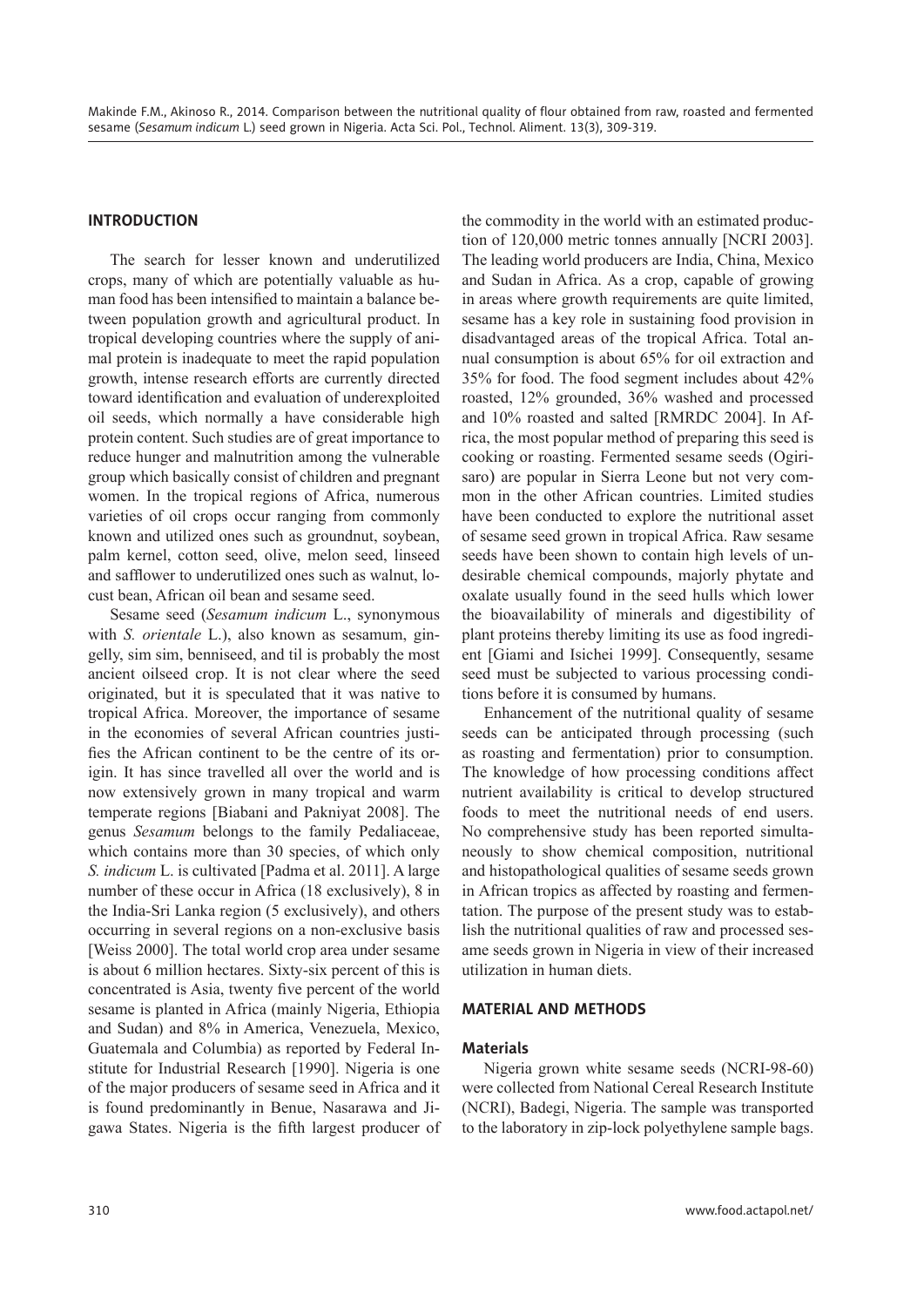## INTRODUCTION

The search for lesser known and underutilized crops, many of which are potentially valuable as human food has been intensified to maintain a balance between population growth and agricultural product. In tropical developing countries where the supply of animal protein is inadequate to meet the rapid population growth, intense research efforts are currently directed toward identification and evaluation of underexploited oil seeds, which normally a have considerable high protein content. Such studies are of great importance to reduce hunger and malnutrition among the vulnerable group which basically consist of children and pregnant women. In the tropical regions of Africa, numerous varieties of oil crops occur ranging from commonly known and utilized ones such as groundnut, soybean, palm kernel, cotton seed, olive, melon seed, linseed and safflower to underutilized ones such as walnut, locust bean, African oil bean and sesame seed.

Sesame seed (*Sesamum indicum* L., synonymous with *S. orientale* L.), also known as sesamum, gingelly, sim sim, benniseed, and til is probably the most ancient oilseed crop. It is not clear where the seed originated, but it is speculated that it was native to tropical Africa. Moreover, the importance of sesame in the economies of several African countries justifies the African continent to be the centre of its origin. It has since travelled all over the world and is now extensively grown in many tropical and warm temperate regions [Biabani and Pakniyat 2008]. The genus *Sesamum* belongs to the family Pedaliaceae, which contains more than 30 species, of which only *S. indicum* L. is cultivated [Padma et al. 2011]. A large number of these occur in Africa (18 exclusively), 8 in the India-Sri Lanka region (5 exclusively), and others occurring in several regions on a non-exclusive basis [Weiss 2000]. The total world crop area under sesame is about 6 million hectares. Sixty-six percent of this is concentrated is Asia, twenty five percent of the world sesame is planted in Africa (mainly Nigeria, Ethiopia and Sudan) and 8% in America, Venezuela, Mexico, Guatemala and Columbia) as reported by Federal Institute for Industrial Research [1990]. Nigeria is one of the major producers of sesame seed in Africa and it is found predominantly in Benue, Nasarawa and Jigawa States. Nigeria is the fifth largest producer of the commodity in the world with an estimated production of 120,000 metric tonnes annually [NCRI 2003]. The leading world producers are India, China, Mexico and Sudan in Africa. As a crop, capable of growing in areas where growth requirements are quite limited, sesame has a key role in sustaining food provision in disadvantaged areas of the tropical Africa. Total annual consumption is about 65% for oil extraction and 35% for food. The food segment includes about 42% roasted, 12% grounded, 36% washed and processed and 10% roasted and salted [RMRDC 2004]. In Africa, the most popular method of preparing this seed is cooking or roasting. Fermented sesame seeds (Ogirisaro) are popular in Sierra Leone but not very common in the other African countries. Limited studies have been conducted to explore the nutritional asset of sesame seed grown in tropical Africa. Raw sesame seeds have been shown to contain high levels of undesirable chemical compounds, majorly phytate and oxalate usually found in the seed hulls which lower the bioavailability of minerals and digestibility of plant proteins thereby limiting its use as food ingredient [Giami and Isichei 1999]. Consequently, sesame seed must be subjected to various processing conditions before it is consumed by humans.

Enhancement of the nutritional quality of sesame seeds can be anticipated through processing (such as roasting and fermentation) prior to consumption. The knowledge of how processing conditions affect nutrient availability is critical to develop structured foods to meet the nutritional needs of end users. No comprehensive study has been reported simultaneously to show chemical composition, nutritional and histopathological qualities of sesame seeds grown in African tropics as affected by roasting and fermentation. The purpose of the present study was to establish the nutritional qualities of raw and processed sesame seeds grown in Nigeria in view of their increased utilization in human diets.

## MATERIAL AND METHODS

### Materials

Nigeria grown white sesame seeds (NCRI-98-60) were collected from National Cereal Research Institute (NCRI), Badegi, Nigeria. The sample was transported to the laboratory in zip-lock polyethylene sample bags.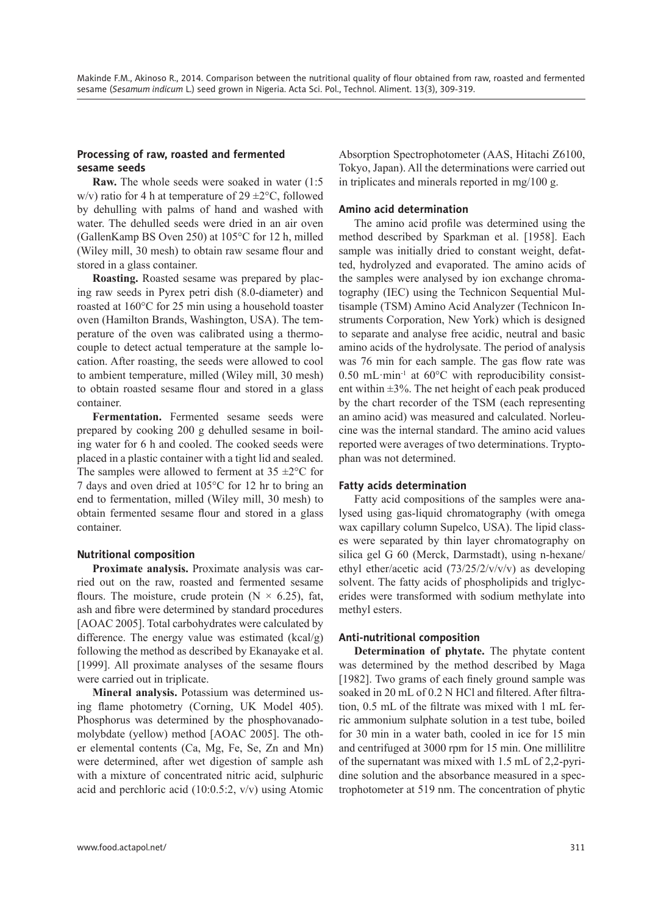### Processing of raw, roasted and fermented sesame seeds

**Raw.** The whole seeds were soaked in water (1:5 w/v) ratio for 4 h at temperature of 29 ±2°C, followed by dehulling with palms of hand and washed with water. The dehulled seeds were dried in an air oven (GallenKamp BS Oven 250) at 105°C for 12 h, milled (Wiley mill, 30 mesh) to obtain raw sesame flour and stored in a glass container.

**Roasting.** Roasted sesame was prepared by placing raw seeds in Pyrex petri dish (8.0-diameter) and roasted at 160°C for 25 min using a household toaster oven (Hamilton Brands, Washington, USA). The temperature of the oven was calibrated using a thermocouple to detect actual temperature at the sample location. After roasting, the seeds were allowed to cool to ambient temperature, milled (Wiley mill, 30 mesh) to obtain roasted sesame flour and stored in a glass container.

**Fermentation.** Fermented sesame seeds were prepared by cooking 200 g dehulled sesame in boiling water for 6 h and cooled. The cooked seeds were placed in a plastic container with a tight lid and sealed. The samples were allowed to ferment at 35 ±2°C for 7 days and oven dried at 105°C for 12 hr to bring an end to fermentation, milled (Wiley mill, 30 mesh) to obtain fermented sesame flour and stored in a glass container.

### Nutritional composition

**Proximate analysis.** Proximate analysis was carried out on the raw, roasted and fermented sesame flours. The moisture, crude protein (N × 6.25), fat, ash and fibre were determined by standard procedures [AOAC 2005]. Total carbohydrates were calculated by difference. The energy value was estimated (kcal/g) following the method as described by Ekanayake et al. [1999]. All proximate analyses of the sesame flours were carried out in triplicate.

**Mineral analysis.** Potassium was determined using flame photometry (Corning, UK Model 405). Phosphorus was determined by the phosphovanadomolybdate (yellow) method [AOAC 2005]. The other elemental contents (Ca, Mg, Fe, Se, Zn and Mn) were determined, after wet digestion of sample ash with a mixture of concentrated nitric acid, sulphuric acid and perchloric acid (10:0.5:2, v/v) using Atomic Absorption Spectrophotometer (AAS, Hitachi Z6100, Tokyo, Japan). All the determinations were carried out in triplicates and minerals reported in mg/100 g.

### Amino acid determination

The amino acid profile was determined using the method described by Sparkman et al. [1958]. Each sample was initially dried to constant weight, defatted, hydrolyzed and evaporated. The amino acids of the samples were analysed by ion exchange chromatography (IEC) using the Technicon Sequential Multisample (TSM) Amino Acid Analyzer (Technicon Instruments Corporation, New York) which is designed to separate and analyse free acidic, neutral and basic amino acids of the hydrolysate. The period of analysis was 76 min for each sample. The gas flow rate was 0.50 mL·min$^{-1}$ at 60°C with reproducibility consistent within ±3%. The net height of each peak produced by the chart recorder of the TSM (each representing an amino acid) was measured and calculated. Norleucine was the internal standard. The amino acid values reported were averages of two determinations. Tryptophan was not determined.

### Fatty acids determination

Fatty acid compositions of the samples were analysed using gas-liquid chromatography (with omega wax capillary column Supelco, USA). The lipid classes were separated by thin layer chromatography on silica gel G 60 (Merck, Darmstadt), using n-hexane/ethyl ether/acetic acid (73/25/2/v/v/v) as developing solvent. The fatty acids of phospholipids and triglycerides were transformed with sodium methylate into methyl esters.

### Anti-nutritional composition

**Determination of phytate.** The phytate content was determined by the method described by Maga [1982]. Two grams of each finely ground sample was soaked in 20 mL of 0.2 N HCl and filtered. After filtration, 0.5 mL of the filtrate was mixed with 1 mL ferric ammonium sulphate solution in a test tube, boiled for 30 min in a water bath, cooled in ice for 15 min and centrifuged at 3000 rpm for 15 min. One millilitre of the supernatant was mixed with 1.5 mL of 2,2-pyridine solution and the absorbance measured in a spectrophotometer at 519 nm. The concentration of phytic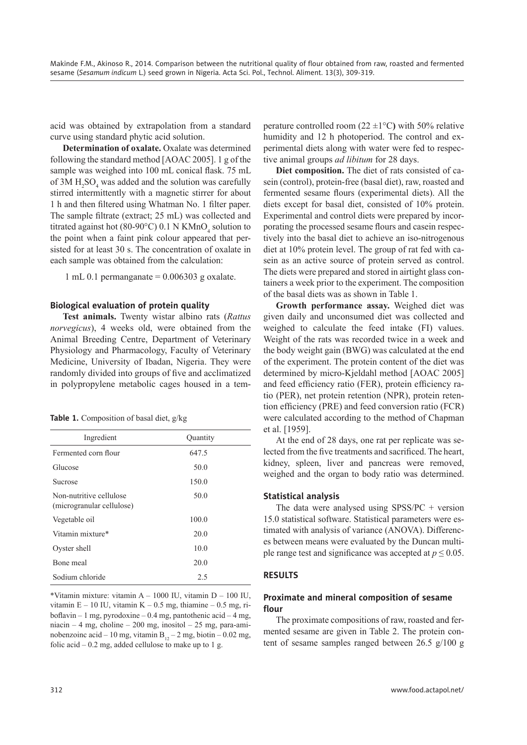acid was obtained by extrapolation from a standard curve using standard phytic acid solution.

**Determination of oxalate.** Oxalate was determined following the standard method [AOAC 2005]. 1 g of the sample was weighed into 100 mL conical flask. 75 mL of 3M $H_2SO_4$ was added and the solution was carefully stirred intermittently with a magnetic stirrer for about 1 h and then filtered using Whatman No. 1 filter paper. The sample filtrate (extract; 25 mL) was collected and titrated against hot (80-90°C) 0.1 N $KMnO_4$ solution to the point when a faint pink colour appeared that persisted for at least 30 s. The concentration of oxalate in each sample was obtained from the calculation:

1 mL 0.1 permanganate = 0.006303 g oxalate.

### Biological evaluation of protein quality

**Test animals.** Twenty wistar albino rats (*Rattus norvegicus*), 4 weeks old, were obtained from the Animal Breeding Centre, Department of Veterinary Physiology and Pharmacology, Faculty of Veterinary Medicine, University of Ibadan, Nigeria. They were randomly divided into groups of five and acclimatized in polypropylene metabolic cages housed in a temperature controlled room (22 ±1°C) with 50% relative humidity and 12 h photoperiod. The control and experimental diets along with water were fed to respective animal groups *ad libitum* for 28 days.

**Table 1.** Composition of basal diet, g/kg

| Ingredient | Quantity |
|---|---|
| Fermented corn flour | 647.5 |
| Glucose | 50.0 |
| Sucrose | 150.0 |
| Non-nutritive cellulose (microgranular cellulose) | 50.0 |
| Vegetable oil | 100.0 |
| Vitamin mixture* | 20.0 |
| Oyster shell | 10.0 |
| Bone meal | 20.0 |
| Sodium chloride | 2.5 |

*Vitamin mixture: vitamin A – 1000 IU, vitamin D – 100 IU, vitamin E – 10 IU, vitamin K – 0.5 mg, thiamine – 0.5 mg, riboflavin – 1 mg, pyrodoxine – 0.4 mg, pantothenic acid – 4 mg, niacin – 4 mg, choline – 200 mg, inositol – 25 mg, para-aminobenzoinc acid – 10 mg, vitamin $B_{12}$ – 2 mg, biotin – 0.02 mg, folic acid – 0.2 mg, added cellulose to make up to 1 g.

**Diet composition.** The diet of rats consisted of casein (control), protein-free (basal diet), raw, roasted and fermented sesame flours (experimental diets). All the diets except for basal diet, consisted of 10% protein. Experimental and control diets were prepared by incorporating the processed sesame flours and casein respectively into the basal diet to achieve an iso-nitrogenous diet at 10% protein level. The group of rat fed with casein as an active source of protein served as control. The diets were prepared and stored in airtight glass containers a week prior to the experiment. The composition of the basal diets was as shown in Table 1.

**Growth performance assay.** Weighed diet was given daily and unconsumed diet was collected and weighed to calculate the feed intake (FI) values. Weight of the rats was recorded twice in a week and the body weight gain (BWG) was calculated at the end of the experiment. The protein content of the diet was determined by micro-Kjeldahl method [AOAC 2005] and feed efficiency ratio (FER), protein efficiency ratio (PER), net protein retention (NPR), protein retention efficiency (PRE) and feed conversion ratio (FCR) were calculated according to the method of Chapman et al. [1959].

At the end of 28 days, one rat per replicate was selected from the five treatments and sacrificed. The heart, kidney, spleen, liver and pancreas were removed, weighed and the organ to body ratio was determined.

### Statistical analysis

The data were analysed using SPSS/PC + version 15.0 statistical software. Statistical parameters were estimated with analysis of variance (ANOVA). Differences between means were evaluated by the Duncan multiple range test and significance was accepted at $p \leq 0.05$.

## RESULTS

### Proximate and mineral composition of sesame flour

The proximate compositions of raw, roasted and fermented sesame are given in Table 2. The protein content of sesame samples ranged between 26.5 g/100 g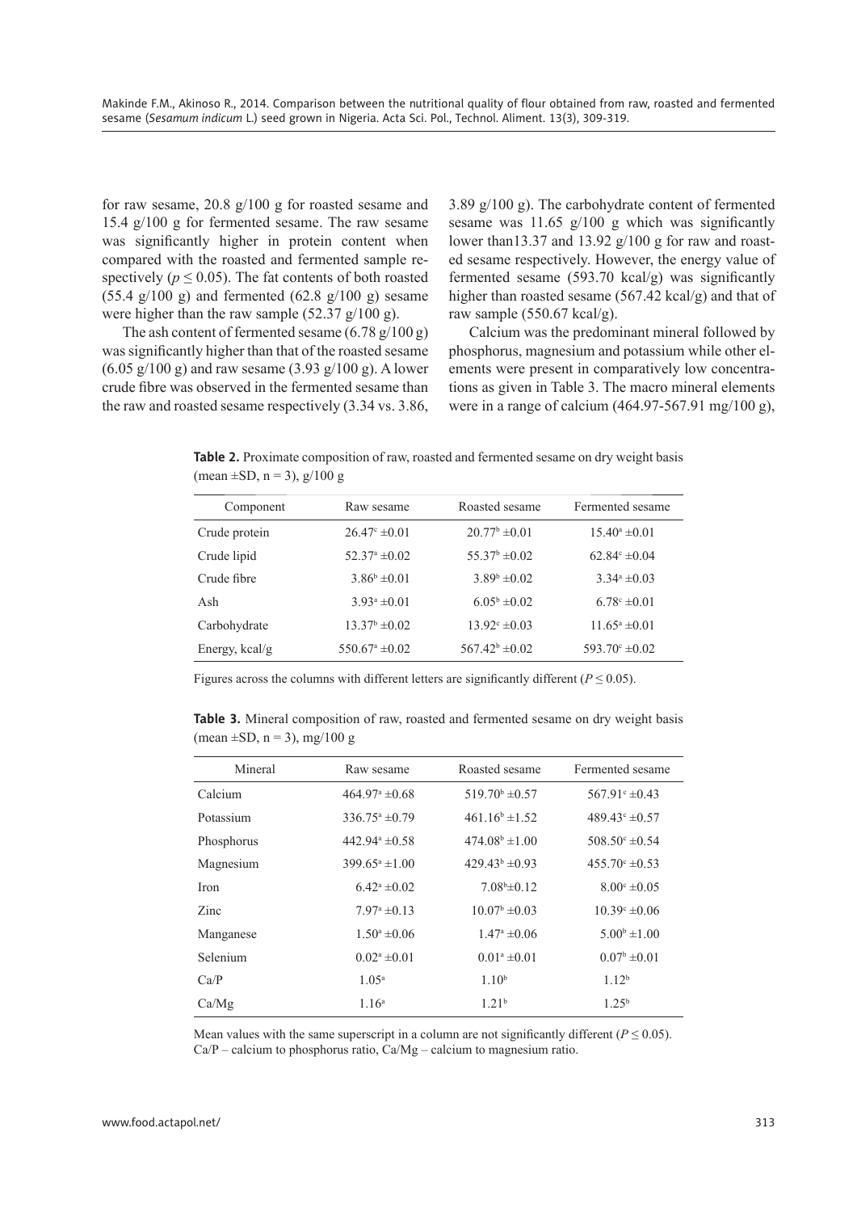for raw sesame, 20.8 g/100 g for roasted sesame and 15.4 g/100 g for fermented sesame. The raw sesame was significantly higher in protein content when compared with the roasted and fermented sample respectively ($p \leq 0.05$). The fat contents of both roasted (55.4 g/100 g) and fermented (62.8 g/100 g) sesame were higher than the raw sample (52.37 g/100 g).

The ash content of fermented sesame (6.78 g/100 g) was significantly higher than that of the roasted sesame (6.05 g/100 g) and raw sesame (3.93 g/100 g). A lower crude fibre was observed in the fermented sesame than the raw and roasted sesame respectively (3.34 vs. 3.86, 3.89 g/100 g). The carbohydrate content of fermented sesame was 11.65 g/100 g which was significantly lower than13.37 and 13.92 g/100 g for raw and roasted sesame respectively. However, the energy value of fermented sesame (593.70 kcal/g) was significantly higher than roasted sesame (567.42 kcal/g) and that of raw sample (550.67 kcal/g).

Calcium was the predominant mineral followed by phosphorus, magnesium and potassium while other elements were present in comparatively low concentrations as given in Table 3. The macro mineral elements were in a range of calcium (464.97-567.91 mg/100 g),

**Table 2.** Proximate composition of raw, roasted and fermented sesame on dry weight basis (mean ±SD, n = 3), g/100 g

| Component | Raw sesame | Roasted sesame | Fermented sesame |
|---|---|---|---|
| Crude protein | $26.47^{c}$ ±0.01 | $20.77^{b}$ ±0.01 | $15.40^{a}$ ±0.01 |
| Crude lipid | $52.37^{a}$ ±0.02 | $55.37^{b}$ ±0.02 | $62.84^{c}$ ±0.04 |
| Crude fibre | $3.86^{b}$ ±0.01 | $3.89^{b}$ ±0.02 | $3.34^{a}$ ±0.03 |
| Ash | $3.93^{a}$ ±0.01 | $6.05^{b}$ ±0.02 | $6.78^{c}$ ±0.01 |
| Carbohydrate | $13.37^{b}$ ±0.02 | $13.92^{c}$ ±0.03 | $11.65^{a}$ ±0.01 |
| Energy, kcal/g | $550.67^{a}$ ±0.02 | $567.42^{b}$ ±0.02 | $593.70^{c}$ ±0.02 |

Figures across the columns with different letters are significantly different ($P \leq 0.05$).

**Table 3.** Mineral composition of raw, roasted and fermented sesame on dry weight basis (mean ±SD, n = 3), mg/100 g

| Mineral | Raw sesame | Roasted sesame | Fermented sesame |
|---|---|---|---|
| Calcium | $464.97^{a}$ ±0.68 | $519.70^{b}$ ±0.57 | $567.91^{c}$ ±0.43 |
| Potassium | $336.75^{a}$ ±0.79 | $461.16^{b}$ ±1.52 | $489.43^{c}$ ±0.57 |
| Phosphorus | $442.94^{a}$ ±0.58 | $474.08^{b}$ ±1.00 | $508.50^{c}$ ±0.54 |
| Magnesium | $399.65^{a}$ ±1.00 | $429.43^{b}$ ±0.93 | $455.70^{c}$ ±0.53 |
| Iron | $6.42^{a}$ ±0.02 | $7.08^{b}$±0.12 | $8.00^{c}$ ±0.05 |
| Zinc | $7.97^{a}$ ±0.13 | $10.07^{b}$ ±0.03 | $10.39^{c}$ ±0.06 |
| Manganese | $1.50^{a}$ ±0.06 | $1.47^{a}$ ±0.06 | $5.00^{b}$ ±1.00 |
| Selenium | $0.02^{a}$ ±0.01 | $0.01^{a}$ ±0.01 | $0.07^{b}$ ±0.01 |
| Ca/P | $1.05^{a}$ | $1.10^{b}$ | $1.12^{b}$ |
| Ca/Mg | $1.16^{a}$ | $1.21^{b}$ | $1.25^{b}$ |

Mean values with the same superscript in a column are not significantly different ($P \leq 0.05$).
Ca/P – calcium to phosphorus ratio, Ca/Mg – calcium to magnesium ratio.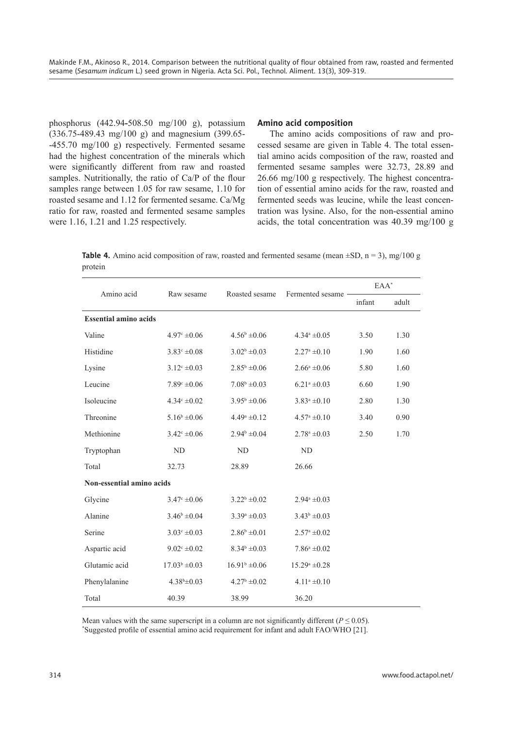phosphorus (442.94-508.50 mg/100 g), potassium (336.75-489.43 mg/100 g) and magnesium (399.65--455.70 mg/100 g) respectively. Fermented sesame had the highest concentration of the minerals which were significantly different from raw and roasted samples. Nutritionally, the ratio of Ca/P of the flour samples range between 1.05 for raw sesame, 1.10 for roasted sesame and 1.12 for fermented sesame. Ca/Mg ratio for raw, roasted and fermented sesame samples were 1.16, 1.21 and 1.25 respectively.

### Amino acid composition

The amino acids compositions of raw and processed sesame are given in Table 4. The total essential amino acids composition of the raw, roasted and fermented sesame samples were 32.73, 28.89 and 26.66 mg/100 g respectively. The highest concentration of essential amino acids for the raw, roasted and fermented seeds was leucine, while the least concentration was lysine. Also, for the non-essential amino acids, the total concentration was 40.39 mg/100 g

**Table 4.** Amino acid composition of raw, roasted and fermented sesame (mean ±SD, n = 3), mg/100 g protein

| Amino acid | Raw sesame | Roasted sesame | Fermented sesame | EAA* | |
|---|---|---|---|---|---|
| | | | | infant | adult |
| **Essential amino acids** | | | | | |
| Valine | $4.97^{c}$ ±0.06 | $4.56^{b}$ ±0.06 | $4.34^{a}$ ±0.05 | 3.50 | 1.30 |
| Histidine | $3.83^{c}$ ±0.08 | $3.02^{b}$ ±0.03 | $2.27^{a}$ ±0.10 | 1.90 | 1.60 |
| Lysine | $3.12^{c}$ ±0.03 | $2.85^{b}$ ±0.06 | $2.66^{a}$ ±0.06 | 5.80 | 1.60 |
| Leucine | $7.89^{c}$ ±0.06 | $7.08^{b}$ ±0.03 | $6.21^{a}$ ±0.03 | 6.60 | 1.90 |
| Isoleucine | $4.34^{c}$ ±0.02 | $3.95^{b}$ ±0.06 | $3.83^{a}$ ±0.10 | 2.80 | 1.30 |
| Threonine | $5.16^{b}$ ±0.06 | $4.49^{a}$ ±0.12 | $4.57^{a}$ ±0.10 | 3.40 | 0.90 |
| Methionine | $3.42^{c}$ ±0.06 | $2.94^{b}$ ±0.04 | $2.78^{a}$ ±0.03 | 2.50 | 1.70 |
| Tryptophan | ND | ND | ND | | |
| Total | 32.73 | 28.89 | 26.66 | | |
| **Non-essential amino acids** | | | | | |
| Glycine | $3.47^{c}$ ±0.06 | $3.22^{b}$ ±0.02 | $2.94^{a}$ ±0.03 | | |
| Alanine | $3.46^{b}$ ±0.04 | $3.39^{a}$ ±0.03 | $3.43^{b}$ ±0.03 | | |
| Serine | $3.03^{c}$ ±0.03 | $2.86^{b}$ ±0.01 | $2.57^{a}$ ±0.02 | | |
| Aspartic acid | $9.02^{c}$ ±0.02 | $8.34^{b}$ ±0.03 | $7.86^{a}$ ±0.02 | | |
| Glutamic acid | $17.03^{b}$ ±0.03 | $16.91^{b}$ ±0.06 | $15.29^{a}$ ±0.28 | | |
| Phenylalanine | $4.38^{b}$±0.03 | $4.27^{b}$ ±0.02 | $4.11^{a}$ ±0.10 | | |
| Total | 40.39 | 38.99 | 36.20 | | |

Mean values with the same superscript in a column are not significantly different ($P \leq 0.05$).
*Suggested profile of essential amino acid requirement for infant and adult FAO/WHO [21].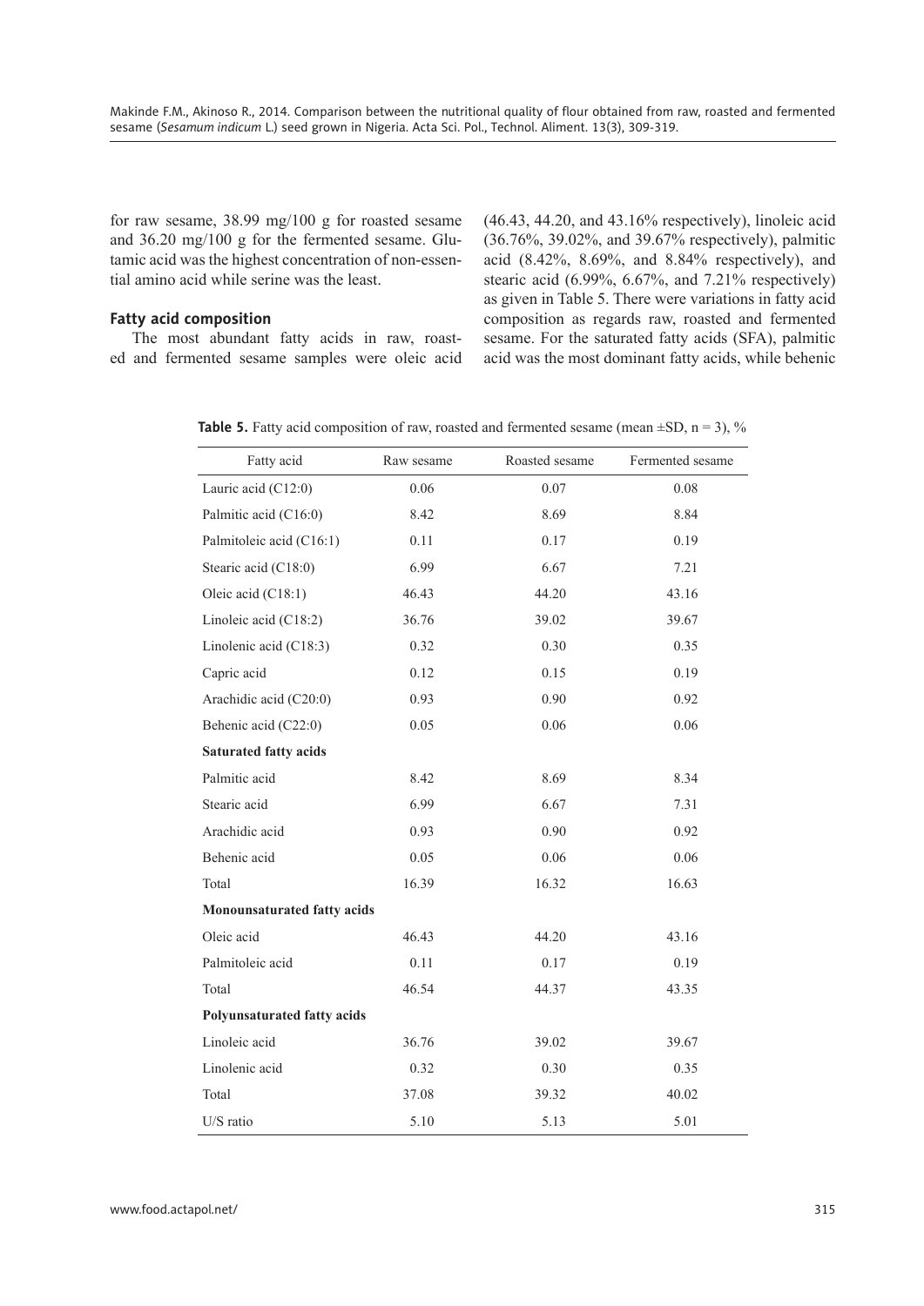for raw sesame, 38.99 mg/100 g for roasted sesame and 36.20 mg/100 g for the fermented sesame. Glutamic acid was the highest concentration of non-essential amino acid while serine was the least.

### Fatty acid composition

The most abundant fatty acids in raw, roasted and fermented sesame samples were oleic acid (46.43, 44.20, and 43.16% respectively), linoleic acid (36.76%, 39.02%, and 39.67% respectively), palmitic acid (8.42%, 8.69%, and 8.84% respectively), and stearic acid (6.99%, 6.67%, and 7.21% respectively) as given in Table 5. There were variations in fatty acid composition as regards raw, roasted and fermented sesame. For the saturated fatty acids (SFA), palmitic acid was the most dominant fatty acids, while behenic

**Table 5.** Fatty acid composition of raw, roasted and fermented sesame (mean ±SD, n = 3), %

| Fatty acid | Raw sesame | Roasted sesame | Fermented sesame |
|---|---|---|---|
| Lauric acid (C12:0) | 0.06 | 0.07 | 0.08 |
| Palmitic acid (C16:0) | 8.42 | 8.69 | 8.84 |
| Palmitoleic acid (C16:1) | 0.11 | 0.17 | 0.19 |
| Stearic acid (C18:0) | 6.99 | 6.67 | 7.21 |
| Oleic acid (C18:1) | 46.43 | 44.20 | 43.16 |
| Linoleic acid (C18:2) | 36.76 | 39.02 | 39.67 |
| Linolenic acid (C18:3) | 0.32 | 0.30 | 0.35 |
| Capric acid | 0.12 | 0.15 | 0.19 |
| Arachidic acid (C20:0) | 0.93 | 0.90 | 0.92 |
| Behenic acid (C22:0) | 0.05 | 0.06 | 0.06 |
| **Saturated fatty acids** | | | |
| Palmitic acid | 8.42 | 8.69 | 8.34 |
| Stearic acid | 6.99 | 6.67 | 7.31 |
| Arachidic acid | 0.93 | 0.90 | 0.92 |
| Behenic acid | 0.05 | 0.06 | 0.06 |
| Total | 16.39 | 16.32 | 16.63 |
| **Monounsaturated fatty acids** | | | |
| Oleic acid | 46.43 | 44.20 | 43.16 |
| Palmitoleic acid | 0.11 | 0.17 | 0.19 |
| Total | 46.54 | 44.37 | 43.35 |
| **Polyunsaturated fatty acids** | | | |
| Linoleic acid | 36.76 | 39.02 | 39.67 |
| Linolenic acid | 0.32 | 0.30 | 0.35 |
| Total | 37.08 | 39.32 | 40.02 |
| U/S ratio | 5.10 | 5.13 | 5.01 |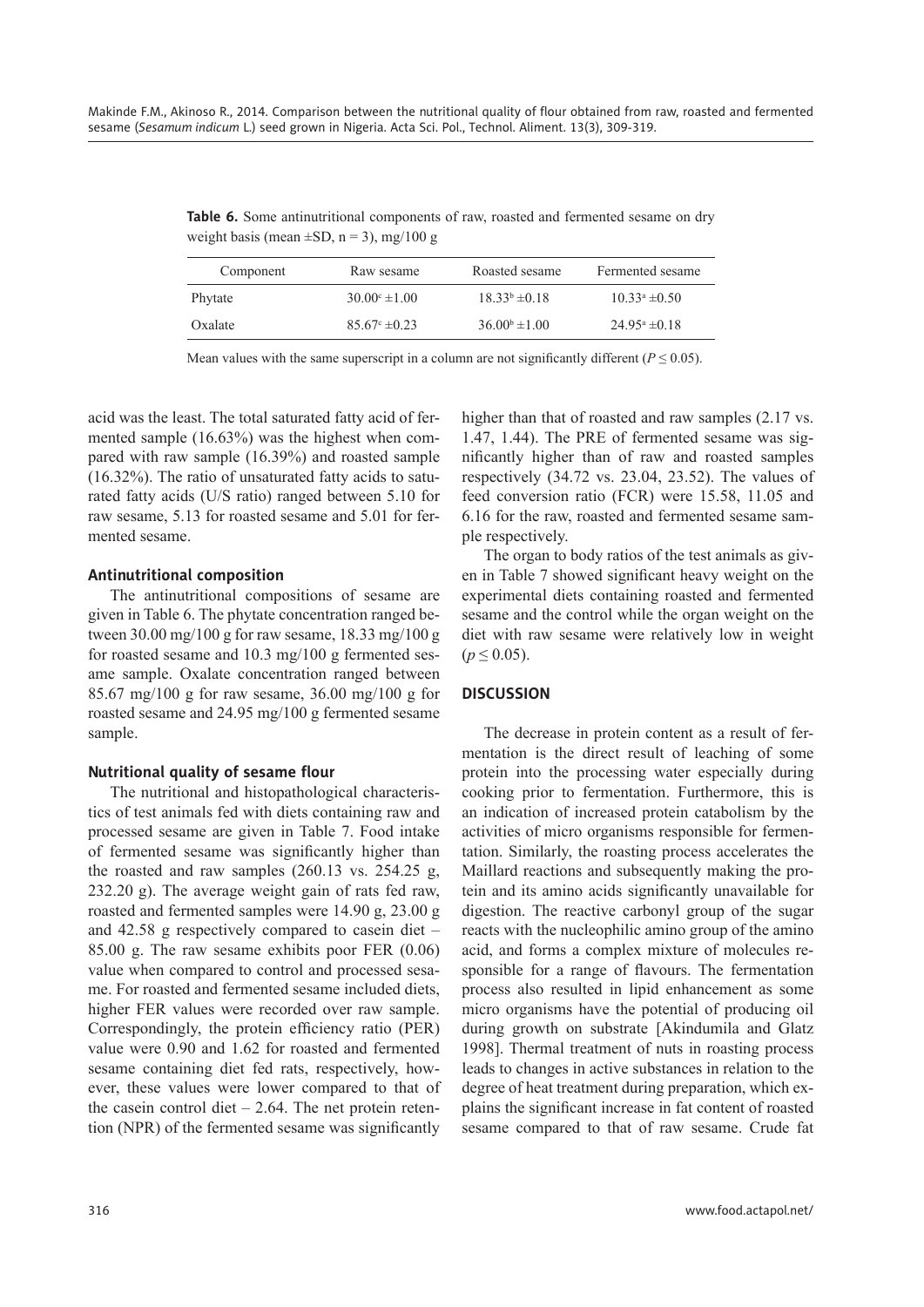**Table 6.** Some antinutritional components of raw, roasted and fermented sesame on dry weight basis (mean ±SD, n = 3), mg/100 g

| Component | Raw sesame | Roasted sesame | Fermented sesame |
|---|---|---|---|
| Phytate | $30.00^{c} \pm 1.00$ | $18.33^{b} \pm 0.18$ | $10.33^{a} \pm 0.50$ |
| Oxalate | $85.67^{c} \pm 0.23$ | $36.00^{b} \pm 1.00$ | $24.95^{a} \pm 0.18$ |

Mean values with the same superscript in a column are not significantly different ($P \leq 0.05$).

acid was the least. The total saturated fatty acid of fermented sample (16.63%) was the highest when compared with raw sample (16.39%) and roasted sample (16.32%). The ratio of unsaturated fatty acids to saturated fatty acids (U/S ratio) ranged between 5.10 for raw sesame, 5.13 for roasted sesame and 5.01 for fermented sesame.

### Antinutritional composition

The antinutritional compositions of sesame are given in Table 6. The phytate concentration ranged between 30.00 mg/100 g for raw sesame, 18.33 mg/100 g for roasted sesame and 10.3 mg/100 g fermented sesame sample. Oxalate concentration ranged between 85.67 mg/100 g for raw sesame, 36.00 mg/100 g for roasted sesame and 24.95 mg/100 g fermented sesame sample.

### Nutritional quality of sesame flour

The nutritional and histopathological characteristics of test animals fed with diets containing raw and processed sesame are given in Table 7. Food intake of fermented sesame was significantly higher than the roasted and raw samples (260.13 vs. 254.25 g, 232.20 g). The average weight gain of rats fed raw, roasted and fermented samples were 14.90 g, 23.00 g and 42.58 g respectively compared to casein diet – 85.00 g. The raw sesame exhibits poor FER (0.06) value when compared to control and processed sesame. For roasted and fermented sesame included diets, higher FER values were recorded over raw sample. Correspondingly, the protein efficiency ratio (PER) value were 0.90 and 1.62 for roasted and fermented sesame containing diet fed rats, respectively, however, these values were lower compared to that of the casein control diet – 2.64. The net protein retention (NPR) of the fermented sesame was significantly higher than that of roasted and raw samples (2.17 vs. 1.47, 1.44). The PRE of fermented sesame was significantly higher than of raw and roasted samples respectively (34.72 vs. 23.04, 23.52). The values of feed conversion ratio (FCR) were 15.58, 11.05 and 6.16 for the raw, roasted and fermented sesame sample respectively.

The organ to body ratios of the test animals as given in Table 7 showed significant heavy weight on the experimental diets containing roasted and fermented sesame and the control while the organ weight on the diet with raw sesame were relatively low in weight ($p \leq 0.05$).

## DISCUSSION

The decrease in protein content as a result of fermentation is the direct result of leaching of some protein into the processing water especially during cooking prior to fermentation. Furthermore, this is an indication of increased protein catabolism by the activities of micro organisms responsible for fermentation. Similarly, the roasting process accelerates the Maillard reactions and subsequently making the protein and its amino acids significantly unavailable for digestion. The reactive carbonyl group of the sugar reacts with the nucleophilic amino group of the amino acid, and forms a complex mixture of molecules responsible for a range of flavours. The fermentation process also resulted in lipid enhancement as some micro organisms have the potential of producing oil during growth on substrate [Akindumila and Glatz 1998]. Thermal treatment of nuts in roasting process leads to changes in active substances in relation to the degree of heat treatment during preparation, which explains the significant increase in fat content of roasted sesame compared to that of raw sesame. Crude fat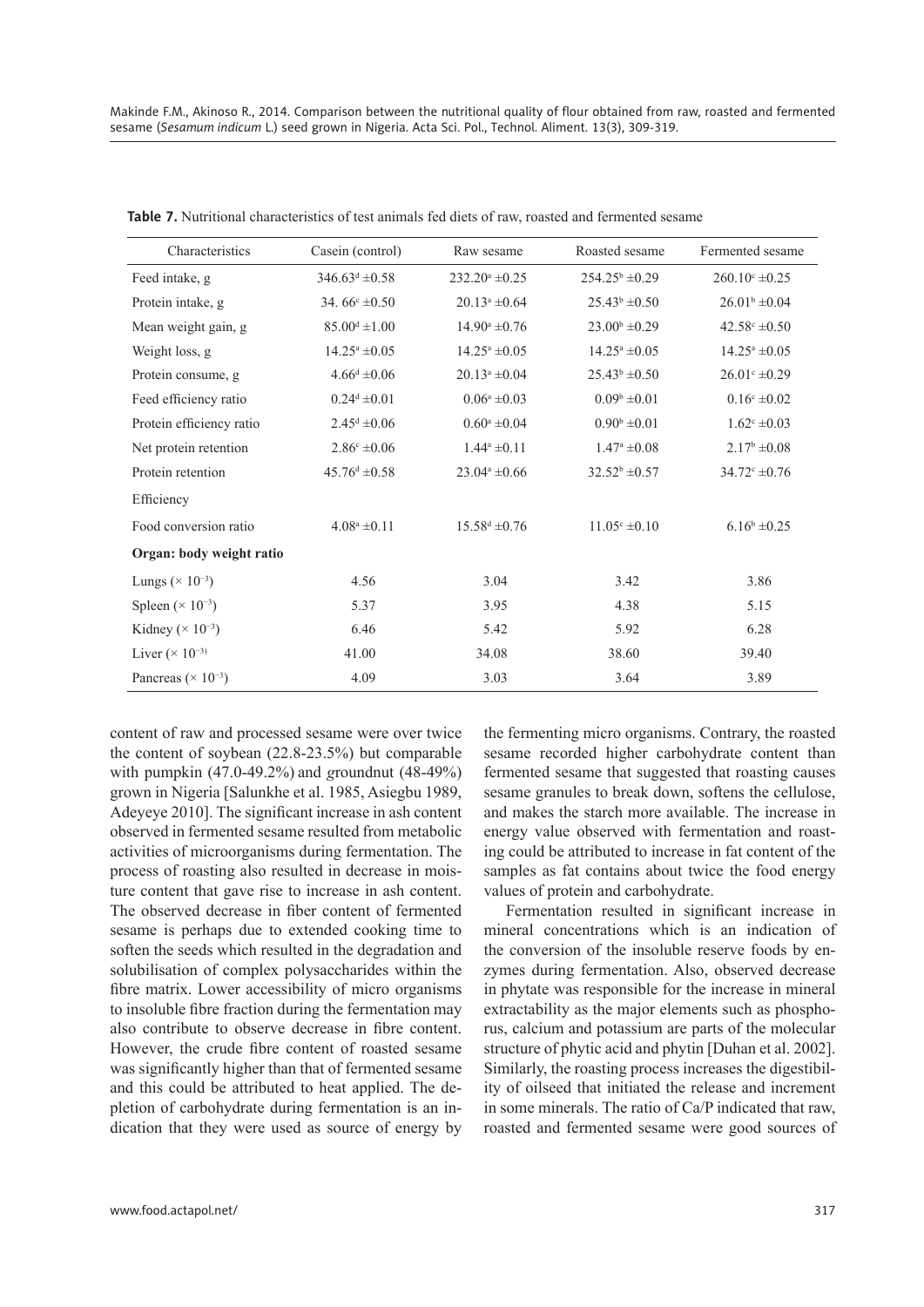**Table 7.** Nutritional characteristics of test animals fed diets of raw, roasted and fermented sesame

| Characteristics | Casein (control) | Raw sesame | Roasted sesame | Fermented sesame |
|---|---|---|---|---|
| Feed intake, g | $346.63^{d} \pm 0.58$ | $232.20^{a} \pm 0.25$ | $254.25^{b} \pm 0.29$ | $260.10^{c} \pm 0.25$ |
| Protein intake, g | $34.66^{c} \pm 0.50$ | $20.13^{a} \pm 0.64$ | $25.43^{b} \pm 0.50$ | $26.01^{b} \pm 0.04$ |
| Mean weight gain, g | $85.00^{d} \pm 1.00$ | $14.90^{a} \pm 0.76$ | $23.00^{b} \pm 0.29$ | $42.58^{c} \pm 0.50$ |
| Weight loss, g | $14.25^{a} \pm 0.05$ | $14.25^{a} \pm 0.05$ | $14.25^{a} \pm 0.05$ | $14.25^{a} \pm 0.05$ |
| Protein consume, g | $4.66^{d} \pm 0.06$ | $20.13^{a} \pm 0.04$ | $25.43^{b} \pm 0.50$ | $26.01^{c} \pm 0.29$ |
| Feed efficiency ratio | $0.24^{d} \pm 0.01$ | $0.06^{a} \pm 0.03$ | $0.09^{b} \pm 0.01$ | $0.16^{c} \pm 0.02$ |
| Protein efficiency ratio | $2.45^{d} \pm 0.06$ | $0.60^{a} \pm 0.04$ | $0.90^{b} \pm 0.01$ | $1.62^{c} \pm 0.03$ |
| Net protein retention | $2.86^{c} \pm 0.06$ | $1.44^{a} \pm 0.11$ | $1.47^{a} \pm 0.08$ | $2.17^{b} \pm 0.08$ |
| Protein retention Efficiency | $45.76^{d} \pm 0.58$ | $23.04^{a} \pm 0.66$ | $32.52^{b} \pm 0.57$ | $34.72^{c} \pm 0.76$ |
| Food conversion ratio | $4.08^{a} \pm 0.11$ | $15.58^{d} \pm 0.76$ | $11.05^{c} \pm 0.10$ | $6.16^{b} \pm 0.25$ |
| **Organ: body weight ratio** | | | | |
| Lungs ($\times 10^{-3}$) | 4.56 | 3.04 | 3.42 | 3.86 |
| Spleen ($\times 10^{-3}$) | 5.37 | 3.95 | 4.38 | 5.15 |
| Kidney ($\times 10^{-3}$) | 6.46 | 5.42 | 5.92 | 6.28 |
| Liver ($\times 10^{-3}$) | 41.00 | 34.08 | 38.60 | 39.40 |
| Pancreas ($\times 10^{-3}$) | 4.09 | 3.03 | 3.64 | 3.89 |

content of raw and processed sesame were over twice the content of soybean (22.8-23.5%) but comparable with pumpkin (47.0-49.2%) and groundnut (48-49%) grown in Nigeria [Salunkhe et al. 1985, Asiegbu 1989, Adeyeye 2010]. The significant increase in ash content observed in fermented sesame resulted from metabolic activities of microorganisms during fermentation. The process of roasting also resulted in decrease in moisture content that gave rise to increase in ash content. The observed decrease in fiber content of fermented sesame is perhaps due to extended cooking time to soften the seeds which resulted in the degradation and solubilisation of complex polysaccharides within the fibre matrix. Lower accessibility of micro organisms to insoluble fibre fraction during the fermentation may also contribute to observe decrease in fibre content. However, the crude fibre content of roasted sesame was significantly higher than that of fermented sesame and this could be attributed to heat applied. The depletion of carbohydrate during fermentation is an indication that they were used as source of energy by the fermenting micro organisms. Contrary, the roasted sesame recorded higher carbohydrate content than fermented sesame that suggested that roasting causes sesame granules to break down, softens the cellulose, and makes the starch more available. The increase in energy value observed with fermentation and roasting could be attributed to increase in fat content of the samples as fat contains about twice the food energy values of protein and carbohydrate.

Fermentation resulted in significant increase in mineral concentrations which is an indication of the conversion of the insoluble reserve foods by enzymes during fermentation. Also, observed decrease in phytate was responsible for the increase in mineral extractability as the major elements such as phosphorus, calcium and potassium are parts of the molecular structure of phytic acid and phytin [Duhan et al. 2002]. Similarly, the roasting process increases the digestibility of oilseed that initiated the release and increment in some minerals. The ratio of Ca/P indicated that raw, roasted and fermented sesame were good sources of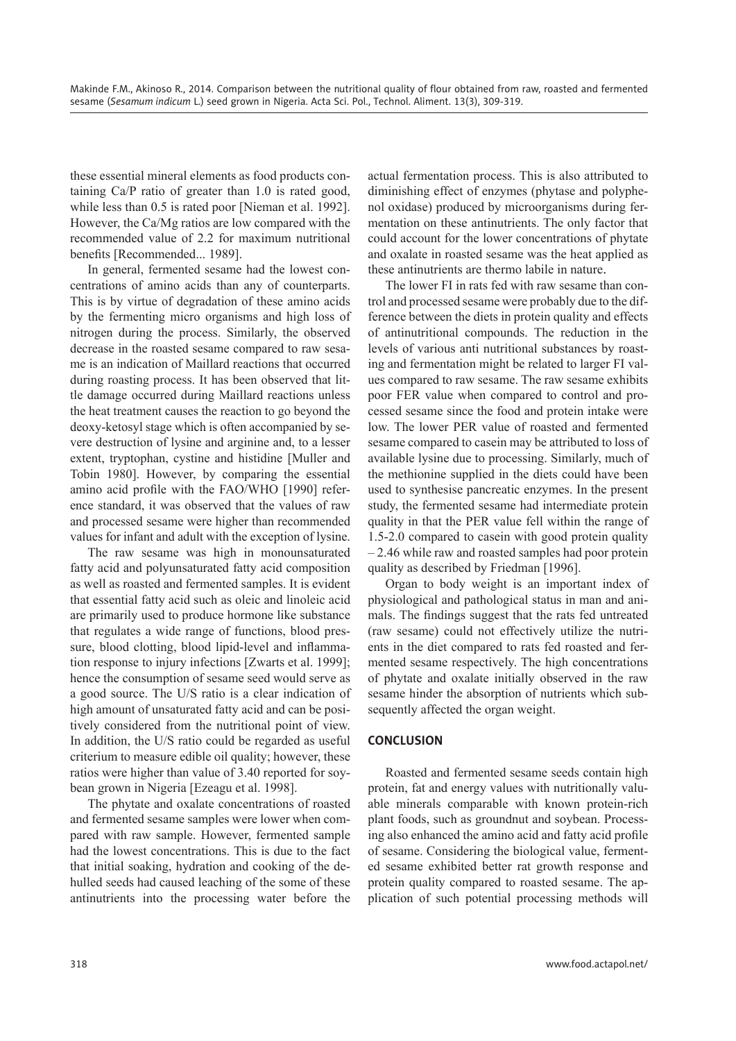these essential mineral elements as food products containing Ca/P ratio of greater than 1.0 is rated good, while less than 0.5 is rated poor [Nieman et al. 1992]. However, the Ca/Mg ratios are low compared with the recommended value of 2.2 for maximum nutritional benefits [Recommended... 1989].

In general, fermented sesame had the lowest concentrations of amino acids than any of counterparts. This is by virtue of degradation of these amino acids by the fermenting micro organisms and high loss of nitrogen during the process. Similarly, the observed decrease in the roasted sesame compared to raw sesame is an indication of Maillard reactions that occurred during roasting process. It has been observed that little damage occurred during Maillard reactions unless the heat treatment causes the reaction to go beyond the deoxy-ketosyl stage which is often accompanied by severe destruction of lysine and arginine and, to a lesser extent, tryptophan, cystine and histidine [Muller and Tobin 1980]. However, by comparing the essential amino acid profile with the FAO/WHO [1990] reference standard, it was observed that the values of raw and processed sesame were higher than recommended values for infant and adult with the exception of lysine.

The raw sesame was high in monounsaturated fatty acid and polyunsaturated fatty acid composition as well as roasted and fermented samples. It is evident that essential fatty acid such as oleic and linoleic acid are primarily used to produce hormone like substance that regulates a wide range of functions, blood pressure, blood clotting, blood lipid-level and inflammation response to injury infections [Zwarts et al. 1999]; hence the consumption of sesame seed would serve as a good source. The U/S ratio is a clear indication of high amount of unsaturated fatty acid and can be positively considered from the nutritional point of view. In addition, the U/S ratio could be regarded as useful criterium to measure edible oil quality; however, these ratios were higher than value of 3.40 reported for soybean grown in Nigeria [Ezeagu et al. 1998].

The phytate and oxalate concentrations of roasted and fermented sesame samples were lower when compared with raw sample. However, fermented sample had the lowest concentrations. This is due to the fact that initial soaking, hydration and cooking of the dehulled seeds had caused leaching of the some of these antinutrients into the processing water before the actual fermentation process. This is also attributed to diminishing effect of enzymes (phytase and polyphenol oxidase) produced by microorganisms during fermentation on these antinutrients. The only factor that could account for the lower concentrations of phytate and oxalate in roasted sesame was the heat applied as these antinutrients are thermo labile in nature.

The lower FI in rats fed with raw sesame than control and processed sesame were probably due to the difference between the diets in protein quality and effects of antinutritional compounds. The reduction in the levels of various anti nutritional substances by roasting and fermentation might be related to larger FI values compared to raw sesame. The raw sesame exhibits poor FER value when compared to control and processed sesame since the food and protein intake were low. The lower PER value of roasted and fermented sesame compared to casein may be attributed to loss of available lysine due to processing. Similarly, much of the methionine supplied in the diets could have been used to synthesise pancreatic enzymes. In the present study, the fermented sesame had intermediate protein quality in that the PER value fell within the range of 1.5-2.0 compared to casein with good protein quality – 2.46 while raw and roasted samples had poor protein quality as described by Friedman [1996].

Organ to body weight is an important index of physiological and pathological status in man and animals. The findings suggest that the rats fed untreated (raw sesame) could not effectively utilize the nutrients in the diet compared to rats fed roasted and fermented sesame respectively. The high concentrations of phytate and oxalate initially observed in the raw sesame hinder the absorption of nutrients which subsequently affected the organ weight.

## CONCLUSION

Roasted and fermented sesame seeds contain high protein, fat and energy values with nutritionally valuable minerals comparable with known protein-rich plant foods, such as groundnut and soybean. Processing also enhanced the amino acid and fatty acid profile of sesame. Considering the biological value, fermented sesame exhibited better rat growth response and protein quality compared to roasted sesame. The application of such potential processing methods will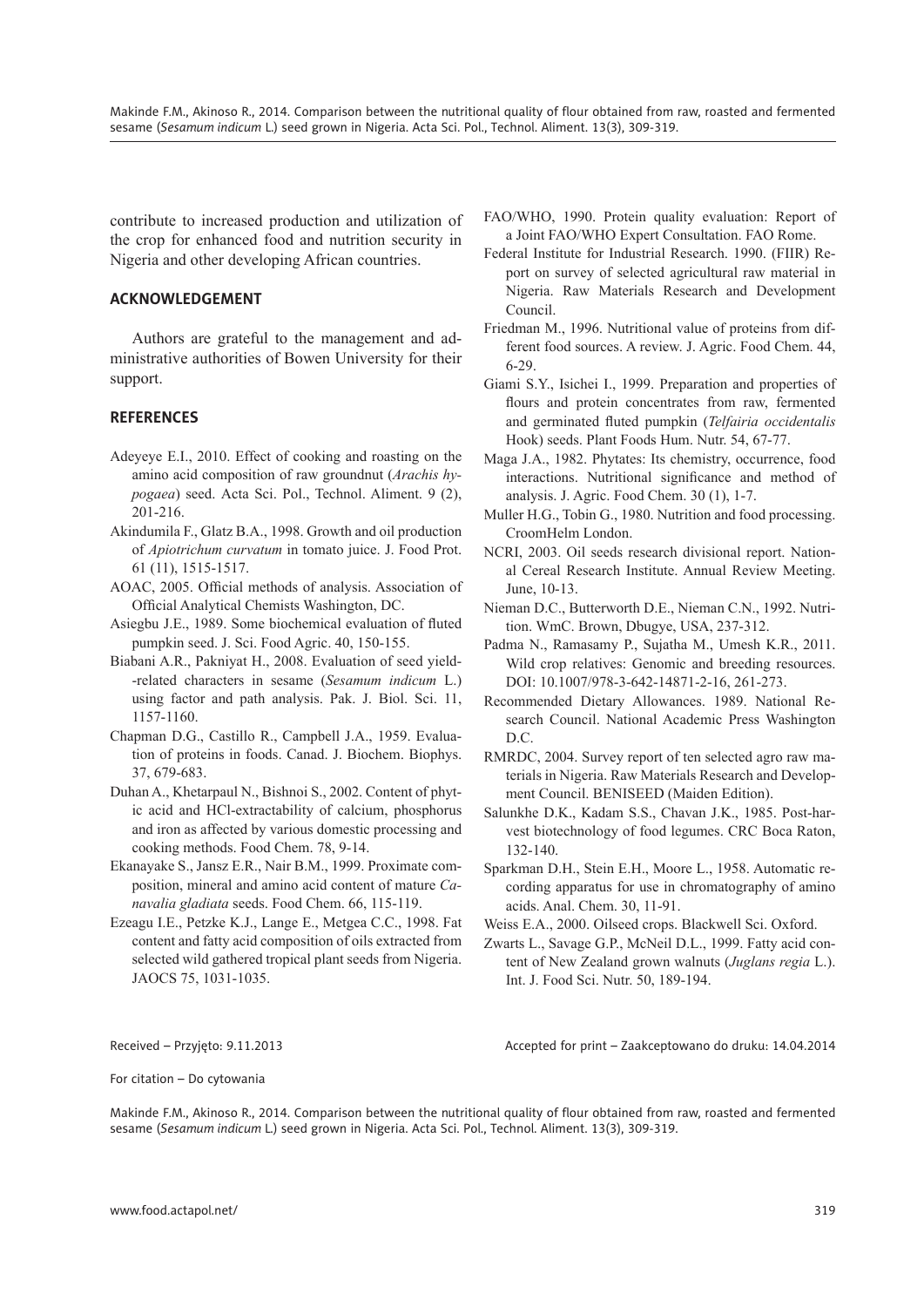contribute to increased production and utilization of the crop for enhanced food and nutrition security in Nigeria and other developing African countries.

## ACKNOWLEDGEMENT

Authors are grateful to the management and administrative authorities of Bowen University for their support.

## REFERENCES

Adeyeye E.I., 2010. Effect of cooking and roasting on the amino acid composition of raw groundnut (*Arachis hypogaea*) seed. Acta Sci. Pol., Technol. Aliment. 9 (2), 201-216.

Akindumila F., Glatz B.A., 1998. Growth and oil production of *Apiotrichum curvatum* in tomato juice. J. Food Prot. 61 (11), 1515-1517.

AOAC, 2005. Official methods of analysis. Association of Official Analytical Chemists Washington, DC.

Asiegbu J.E., 1989. Some biochemical evaluation of fluted pumpkin seed. J. Sci. Food Agric. 40, 150-155.

Biabani A.R., Pakniyat H., 2008. Evaluation of seed yield-related characters in sesame (*Sesamum indicum* L.) using factor and path analysis. Pak. J. Biol. Sci. 11, 1157-1160.

Chapman D.G., Castillo R., Campbell J.A., 1959. Evaluation of proteins in foods. Canad. J. Biochem. Biophys. 37, 679-683.

Duhan A., Khetarpaul N., Bishnoi S., 2002. Content of phytic acid and HCl-extractability of calcium, phosphorus and iron as affected by various domestic processing and cooking methods. Food Chem. 78, 9-14.

Ekanayake S., Jansz E.R., Nair B.M., 1999. Proximate composition, mineral and amino acid content of mature *Canavalia gladiata* seeds. Food Chem. 66, 115-119.

Ezeagu I.E., Petzke K.J., Lange E., Metgea C.C., 1998. Fat content and fatty acid composition of oils extracted from selected wild gathered tropical plant seeds from Nigeria. JAOCS 75, 1031-1035.

FAO/WHO, 1990. Protein quality evaluation: Report of a Joint FAO/WHO Expert Consultation. FAO Rome.

Federal Institute for Industrial Research. 1990. (FIIR) Report on survey of selected agricultural raw material in Nigeria. Raw Materials Research and Development Council.

Friedman M., 1996. Nutritional value of proteins from different food sources. A review. J. Agric. Food Chem. 44, 6-29.

Giami S.Y., Isichei I., 1999. Preparation and properties of flours and protein concentrates from raw, fermented and germinated fluted pumpkin (*Telfairia occidentalis* Hook) seeds. Plant Foods Hum. Nutr. 54, 67-77.

Maga J.A., 1982. Phytates: Its chemistry, occurrence, food interactions. Nutritional significance and method of analysis. J. Agric. Food Chem. 30 (1), 1-7.

Muller H.G., Tobin G., 1980. Nutrition and food processing. CroomHelm London.

NCRI, 2003. Oil seeds research divisional report. National Cereal Research Institute. Annual Review Meeting. June, 10-13.

Nieman D.C., Butterworth D.E., Nieman C.N., 1992. Nutrition. WmC. Brown, Dbugye, USA, 237-312.

Padma N., Ramasamy P., Sujatha M., Umesh K.R., 2011. Wild crop relatives: Genomic and breeding resources. DOI: 10.1007/978-3-642-14871-2-16, 261-273.

Recommended Dietary Allowances. 1989. National Research Council. National Academic Press Washington D.C.

RMRDC, 2004. Survey report of ten selected agro raw materials in Nigeria. Raw Materials Research and Development Council. BENISEED (Maiden Edition).

Salunkhe D.K., Kadam S.S., Chavan J.K., 1985. Post-harvest biotechnology of food legumes. CRC Boca Raton, 132-140.

Sparkman D.H., Stein E.H., Moore L., 1958. Automatic recording apparatus for use in chromatography of amino acids. Anal. Chem. 30, 11-91.

Weiss E.A., 2000. Oilseed crops. Blackwell Sci. Oxford.

Zwarts L., Savage G.P., McNeil D.L., 1999. Fatty acid content of New Zealand grown walnuts (*Juglans regia* L.). Int. J. Food Sci. Nutr. 50, 189-194.

Received – Przyjęto: 9.11.2013

Accepted for print – Zaakceptowano do druku: 14.04.2014

For citation – Do cytowania

Makinde F.M., Akinoso R., 2014. Comparison between the nutritional quality of flour obtained from raw, roasted and fermented sesame (*Sesamum indicum* L.) seed grown in Nigeria. Acta Sci. Pol., Technol. Aliment. 13(3), 309-319.